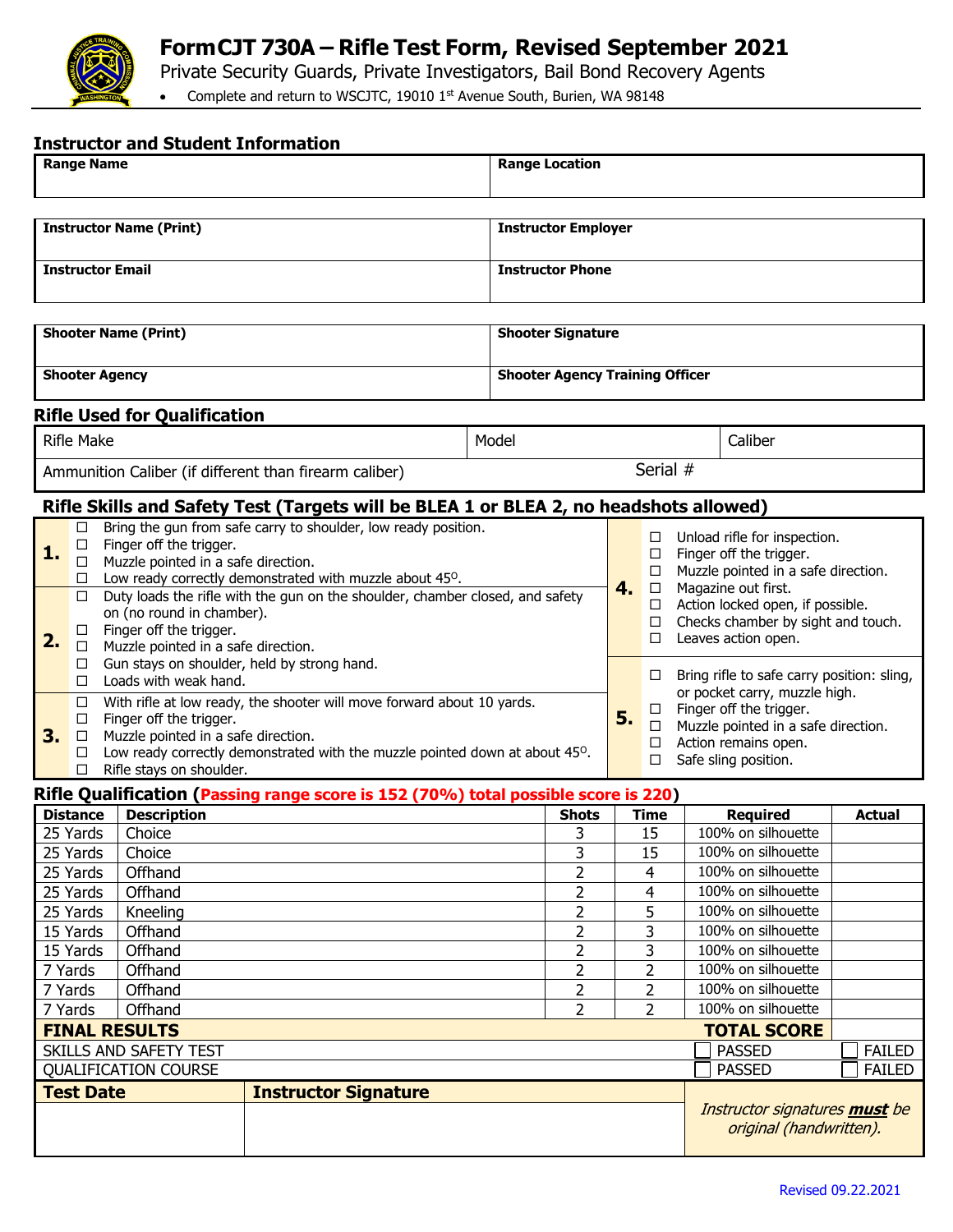# Form CJT 730A – Rifle Test Form, Revised September 2021

Private Security Guards, Private Investigators, Bail Bond Recovery Agents

- Complete and return to WSCJTC, 19010 1st Avenue South, Burien, WA 98148

## Instructor and Student Information

| Range Name | Range Location |
|---|---|
| | |

| Instructor Name (Print) | Instructor Employer |
|---|---|
| **Instructor Email** | **Instructor Phone** |

| Shooter Name (Print) | Shooter Signature |
|---|---|
| **Shooter Agency** | **Shooter Agency Training Officer** |

## Rifle Used for Qualification

| Rifle Make | Model | Caliber |
|---|---|---|
| Ammunition Caliber (if different than firearm caliber) | Serial # | |

## Rifle Skills and Safety Test (Targets will be BLEA 1 or BLEA 2, no headshots allowed)

**1.**
- ☐ Bring the gun from safe carry to shoulder, low ready position.
- ☐ Finger off the trigger.
- ☐ Muzzle pointed in a safe direction.
- ☐ Low ready correctly demonstrated with muzzle about 45°.

**2.**
- ☐ Duty loads the rifle with the gun on the shoulder, chamber closed, and safety on (no round in chamber).
- ☐ Finger off the trigger.
- ☐ Muzzle pointed in a safe direction.
- ☐ Gun stays on shoulder, held by strong hand.
- ☐ Loads with weak hand.

**3.**
- ☐ With rifle at low ready, the shooter will move forward about 10 yards.
- ☐ Finger off the trigger.
- ☐ Muzzle pointed in a safe direction.
- ☐ Low ready correctly demonstrated with the muzzle pointed down at about 45°.
- ☐ Rifle stays on shoulder.

**4.**
- ☐ Unload rifle for inspection.
- ☐ Finger off the trigger.
- ☐ Muzzle pointed in a safe direction.
- ☐ Magazine out first.
- ☐ Action locked open, if possible.
- ☐ Checks chamber by sight and touch.
- ☐ Leaves action open.

**5.**
- ☐ Bring rifle to safe carry position: sling, or pocket carry, muzzle high.
- ☐ Finger off the trigger.
- ☐ Muzzle pointed in a safe direction.
- ☐ Action remains open.
- ☐ Safe sling position.

## Rifle Qualification (Passing range score is 152 (70%) total possible score is 220)

| Distance | Description | Shots | Time | Required | Actual |
|---|---|---|---|---|---|
| 25 Yards | Choice | 3 | 15 | 100% on silhouette | |
| 25 Yards | Choice | 3 | 15 | 100% on silhouette | |
| 25 Yards | Offhand | 2 | 4 | 100% on silhouette | |
| 25 Yards | Offhand | 2 | 4 | 100% on silhouette | |
| 25 Yards | Kneeling | 2 | 5 | 100% on silhouette | |
| 15 Yards | Offhand | 2 | 3 | 100% on silhouette | |
| 15 Yards | Offhand | 2 | 3 | 100% on silhouette | |
| 7 Yards | Offhand | 2 | 2 | 100% on silhouette | |
| 7 Yards | Offhand | 2 | 2 | 100% on silhouette | |
| 7 Yards | Offhand | 2 | 2 | 100% on silhouette | |
| **FINAL RESULTS** | | | | **TOTAL SCORE** | |
| SKILLS AND SAFETY TEST | | | | ☐ PASSED | ☐ FAILED |
| QUALIFICATION COURSE | | | | ☐ PASSED | ☐ FAILED |

| Test Date | Instructor Signature | |
|---|---|---|
| | | *Instructor signatures **must** be original (handwritten).* |

Revised 09.22.2021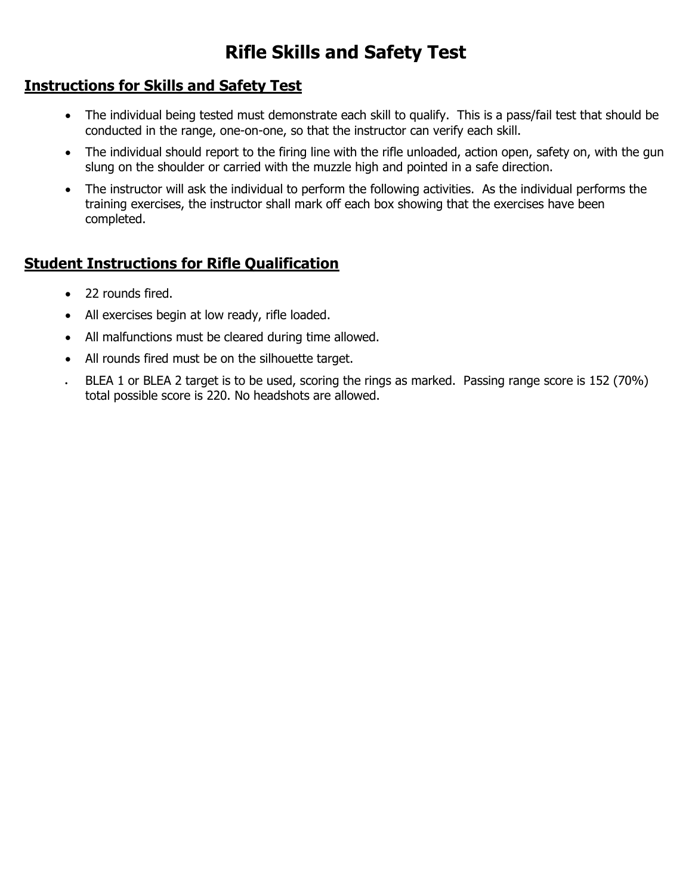# Rifle Skills and Safety Test

## Instructions for Skills and Safety Test

- The individual being tested must demonstrate each skill to qualify. This is a pass/fail test that should be conducted in the range, one-on-one, so that the instructor can verify each skill.
- The individual should report to the firing line with the rifle unloaded, action open, safety on, with the gun slung on the shoulder or carried with the muzzle high and pointed in a safe direction.
- The instructor will ask the individual to perform the following activities. As the individual performs the training exercises, the instructor shall mark off each box showing that the exercises have been completed.

## Student Instructions for Rifle Qualification

- 22 rounds fired.
- All exercises begin at low ready, rifle loaded.
- All malfunctions must be cleared during time allowed.
- All rounds fired must be on the silhouette target.
- BLEA 1 or BLEA 2 target is to be used, scoring the rings as marked. Passing range score is 152 (70%) total possible score is 220. No headshots are allowed.